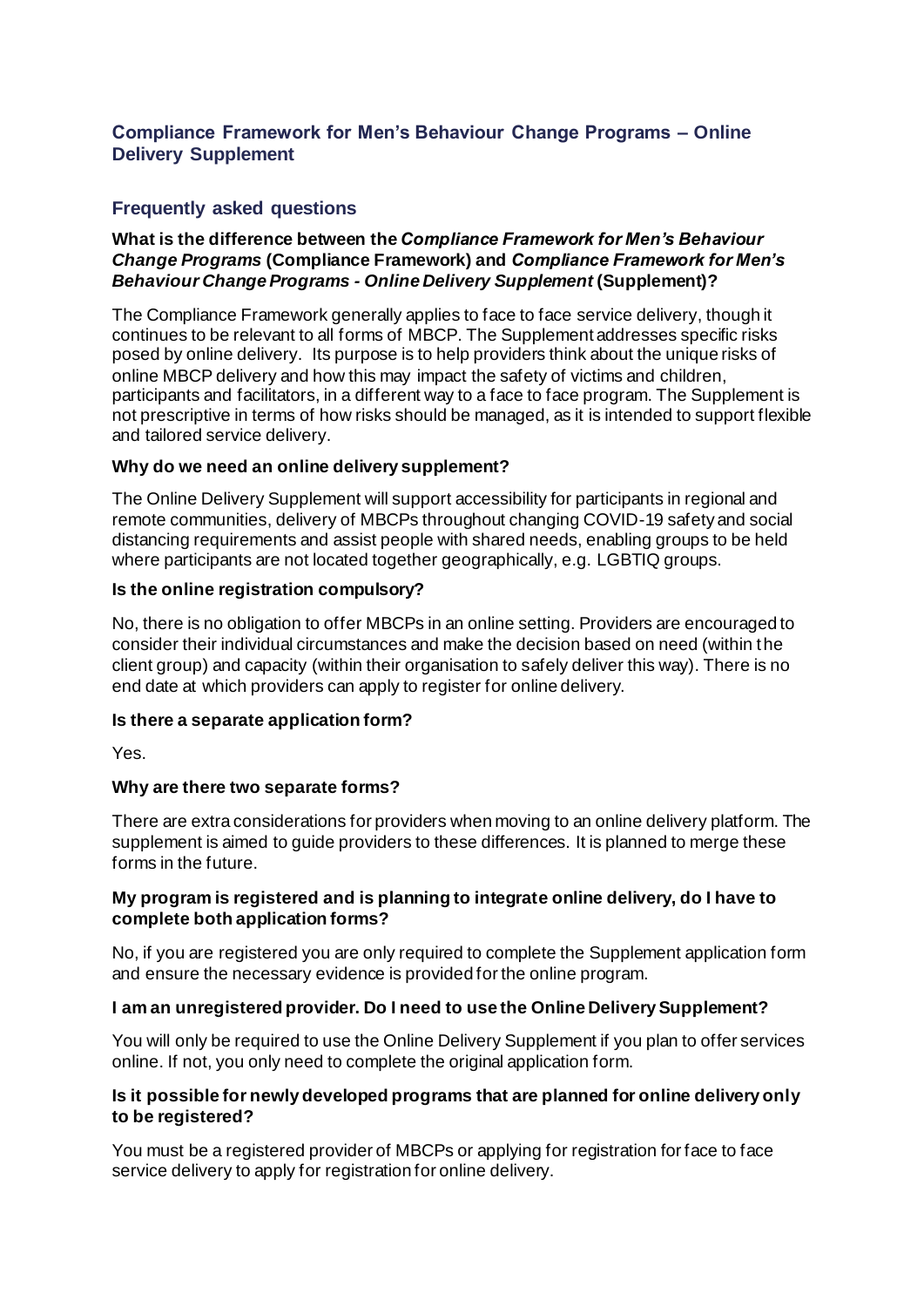# Compliance Framework for Men's Behaviour Change Programs – Online Delivery Supplement

## Frequently asked questions

**What is the difference between the *Compliance Framework for Men's Behaviour Change Programs* (Compliance Framework) and *Compliance Framework for Men's Behaviour Change Programs - Online Delivery Supplement* (Supplement)?**

The Compliance Framework generally applies to face to face service delivery, though it continues to be relevant to all forms of MBCP. The Supplement addresses specific risks posed by online delivery. Its purpose is to help providers think about the unique risks of online MBCP delivery and how this may impact the safety of victims and children, participants and facilitators, in a different way to a face to face program. The Supplement is not prescriptive in terms of how risks should be managed, as it is intended to support flexible and tailored service delivery.

**Why do we need an online delivery supplement?**

The Online Delivery Supplement will support accessibility for participants in regional and remote communities, delivery of MBCPs throughout changing COVID-19 safety and social distancing requirements and assist people with shared needs, enabling groups to be held where participants are not located together geographically, e.g. LGBTIQ groups.

**Is the online registration compulsory?**

No, there is no obligation to offer MBCPs in an online setting. Providers are encouraged to consider their individual circumstances and make the decision based on need (within the client group) and capacity (within their organisation to safely deliver this way). There is no end date at which providers can apply to register for online delivery.

**Is there a separate application form?**

Yes.

**Why are there two separate forms?**

There are extra considerations for providers when moving to an online delivery platform. The supplement is aimed to guide providers to these differences. It is planned to merge these forms in the future.

**My program is registered and is planning to integrate online delivery, do I have to complete both application forms?**

No, if you are registered you are only required to complete the Supplement application form and ensure the necessary evidence is provided for the online program.

**I am an unregistered provider. Do I need to use the Online Delivery Supplement?**

You will only be required to use the Online Delivery Supplement if you plan to offer services online. If not, you only need to complete the original application form.

**Is it possible for newly developed programs that are planned for online delivery only to be registered?**

You must be a registered provider of MBCPs or applying for registration for face to face service delivery to apply for registration for online delivery.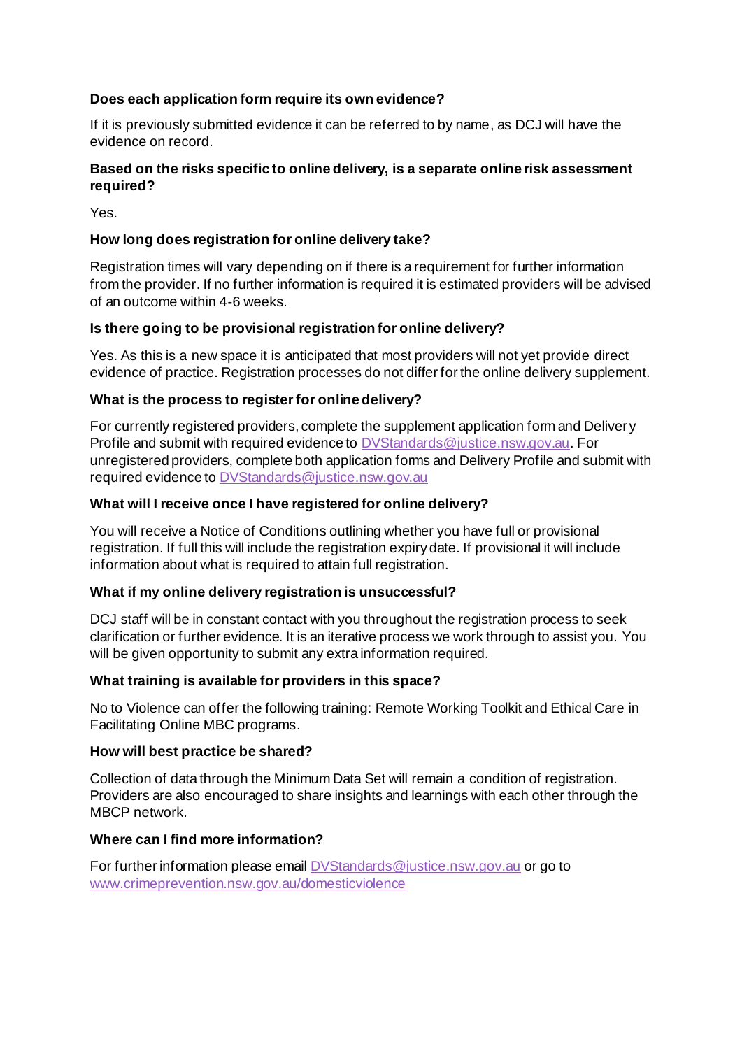**Does each application form require its own evidence?**

If it is previously submitted evidence it can be referred to by name, as DCJ will have the evidence on record.

**Based on the risks specific to online delivery, is a separate online risk assessment required?**

Yes.

**How long does registration for online delivery take?**

Registration times will vary depending on if there is a requirement for further information from the provider. If no further information is required it is estimated providers will be advised of an outcome within 4-6 weeks.

**Is there going to be provisional registration for online delivery?**

Yes. As this is a new space it is anticipated that most providers will not yet provide direct evidence of practice. Registration processes do not differ for the online delivery supplement.

**What is the process to register for online delivery?**

For currently registered providers, complete the supplement application form and Delivery Profile and submit with required evidence to [DVStandards@justice.nsw.gov.au](mailto:DVStandards@justice.nsw.gov.au). For unregistered providers, complete both application forms and Delivery Profile and submit with required evidence to [DVStandards@justice.nsw.gov.au](mailto:DVStandards@justice.nsw.gov.au)

**What will I receive once I have registered for online delivery?**

You will receive a Notice of Conditions outlining whether you have full or provisional registration. If full this will include the registration expiry date. If provisional it will include information about what is required to attain full registration.

**What if my online delivery registration is unsuccessful?**

DCJ staff will be in constant contact with you throughout the registration process to seek clarification or further evidence. It is an iterative process we work through to assist you. You will be given opportunity to submit any extra information required.

**What training is available for providers in this space?**

No to Violence can offer the following training: Remote Working Toolkit and Ethical Care in Facilitating Online MBC programs.

**How will best practice be shared?**

Collection of data through the Minimum Data Set will remain a condition of registration. Providers are also encouraged to share insights and learnings with each other through the MBCP network.

**Where can I find more information?**

For further information please email [DVStandards@justice.nsw.gov.au](mailto:DVStandards@justice.nsw.gov.au) or go to [www.crimeprevention.nsw.gov.au/domesticviolence](http://www.crimeprevention.nsw.gov.au/domesticviolence)